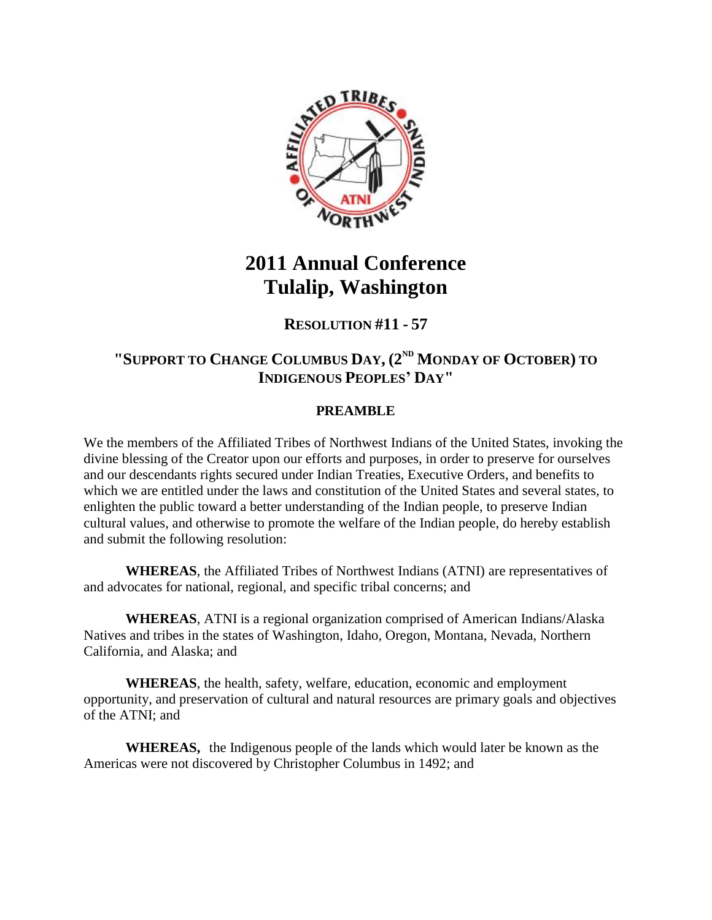# 2011 Annual Conference
# Tulalip, Washington

## RESOLUTION #11 - 57

## "SUPPORT TO CHANGE COLUMBUS DAY, (2ND MONDAY OF OCTOBER) TO INDIGENOUS PEOPLES' DAY"

### PREAMBLE

We the members of the Affiliated Tribes of Northwest Indians of the United States, invoking the divine blessing of the Creator upon our efforts and purposes, in order to preserve for ourselves and our descendants rights secured under Indian Treaties, Executive Orders, and benefits to which we are entitled under the laws and constitution of the United States and several states, to enlighten the public toward a better understanding of the Indian people, to preserve Indian cultural values, and otherwise to promote the welfare of the Indian people, do hereby establish and submit the following resolution:

**WHEREAS**, the Affiliated Tribes of Northwest Indians (ATNI) are representatives of and advocates for national, regional, and specific tribal concerns; and

**WHEREAS**, ATNI is a regional organization comprised of American Indians/Alaska Natives and tribes in the states of Washington, Idaho, Oregon, Montana, Nevada, Northern California, and Alaska; and

**WHEREAS**, the health, safety, welfare, education, economic and employment opportunity, and preservation of cultural and natural resources are primary goals and objectives of the ATNI; and

**WHEREAS,** the Indigenous people of the lands which would later be known as the Americas were not discovered by Christopher Columbus in 1492; and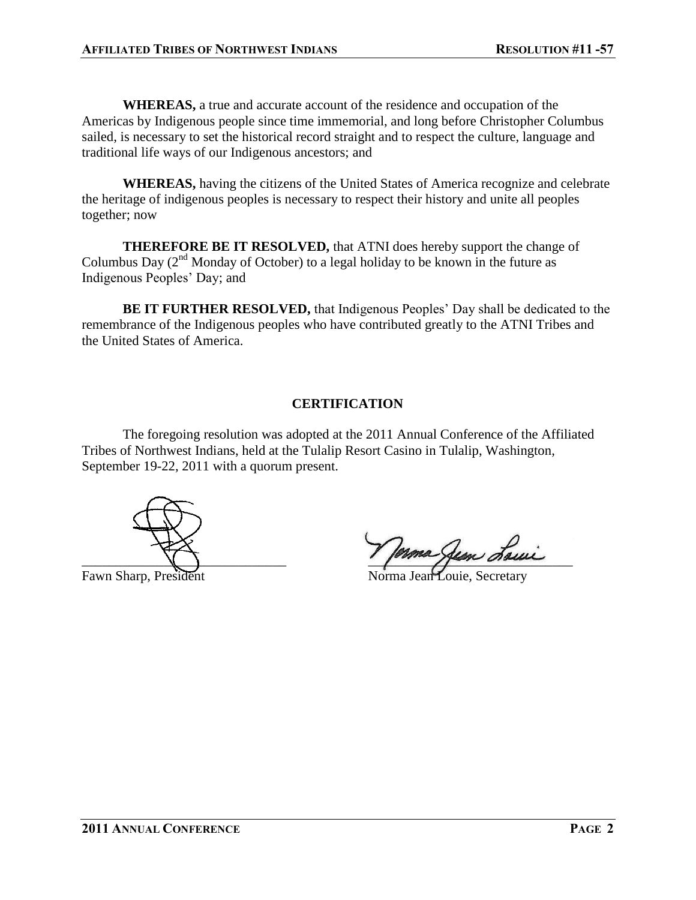**WHEREAS,** a true and accurate account of the residence and occupation of the Americas by Indigenous people since time immemorial, and long before Christopher Columbus sailed, is necessary to set the historical record straight and to respect the culture, language and traditional life ways of our Indigenous ancestors; and

**WHEREAS,** having the citizens of the United States of America recognize and celebrate the heritage of indigenous peoples is necessary to respect their history and unite all peoples together; now

**THEREFORE BE IT RESOLVED,** that ATNI does hereby support the change of Columbus Day (2nd Monday of October) to a legal holiday to be known in the future as Indigenous Peoples' Day; and

**BE IT FURTHER RESOLVED,** that Indigenous Peoples' Day shall be dedicated to the remembrance of the Indigenous peoples who have contributed greatly to the ATNI Tribes and the United States of America.

## CERTIFICATION

The foregoing resolution was adopted at the 2011 Annual Conference of the Affiliated Tribes of Northwest Indians, held at the Tulalip Resort Casino in Tulalip, Washington, September 19-22, 2011 with a quorum present.

Fawn Sharp, President

Norma Jean Louie, Secretary